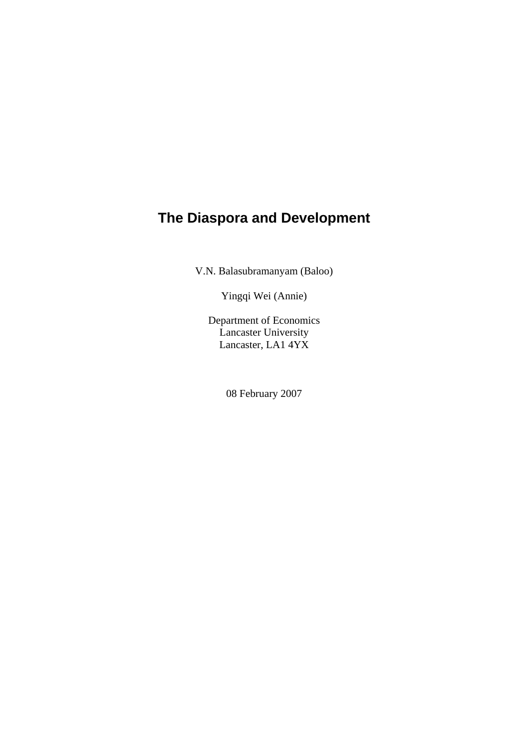# The Diaspora and Development

V.N. Balasubramanyam (Baloo)

Yingqi Wei (Annie)

Department of Economics
Lancaster University
Lancaster, LA1 4YX

08 February 2007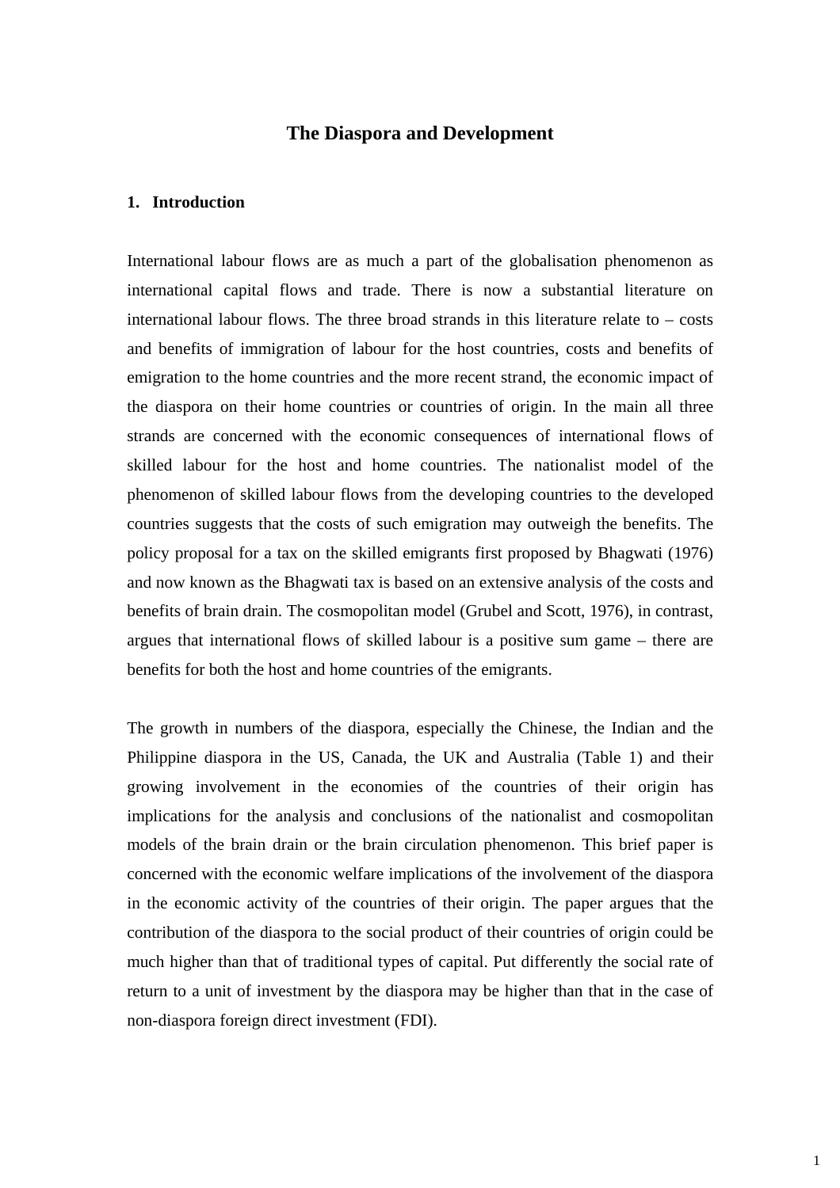# The Diaspora and Development

## 1. Introduction

International labour flows are as much a part of the globalisation phenomenon as international capital flows and trade. There is now a substantial literature on international labour flows. The three broad strands in this literature relate to – costs and benefits of immigration of labour for the host countries, costs and benefits of emigration to the home countries and the more recent strand, the economic impact of the diaspora on their home countries or countries of origin. In the main all three strands are concerned with the economic consequences of international flows of skilled labour for the host and home countries. The nationalist model of the phenomenon of skilled labour flows from the developing countries to the developed countries suggests that the costs of such emigration may outweigh the benefits. The policy proposal for a tax on the skilled emigrants first proposed by Bhagwati (1976) and now known as the Bhagwati tax is based on an extensive analysis of the costs and benefits of brain drain. The cosmopolitan model (Grubel and Scott, 1976), in contrast, argues that international flows of skilled labour is a positive sum game – there are benefits for both the host and home countries of the emigrants.

The growth in numbers of the diaspora, especially the Chinese, the Indian and the Philippine diaspora in the US, Canada, the UK and Australia (Table 1) and their growing involvement in the economies of the countries of their origin has implications for the analysis and conclusions of the nationalist and cosmopolitan models of the brain drain or the brain circulation phenomenon. This brief paper is concerned with the economic welfare implications of the involvement of the diaspora in the economic activity of the countries of their origin. The paper argues that the contribution of the diaspora to the social product of their countries of origin could be much higher than that of traditional types of capital. Put differently the social rate of return to a unit of investment by the diaspora may be higher than that in the case of non-diaspora foreign direct investment (FDI).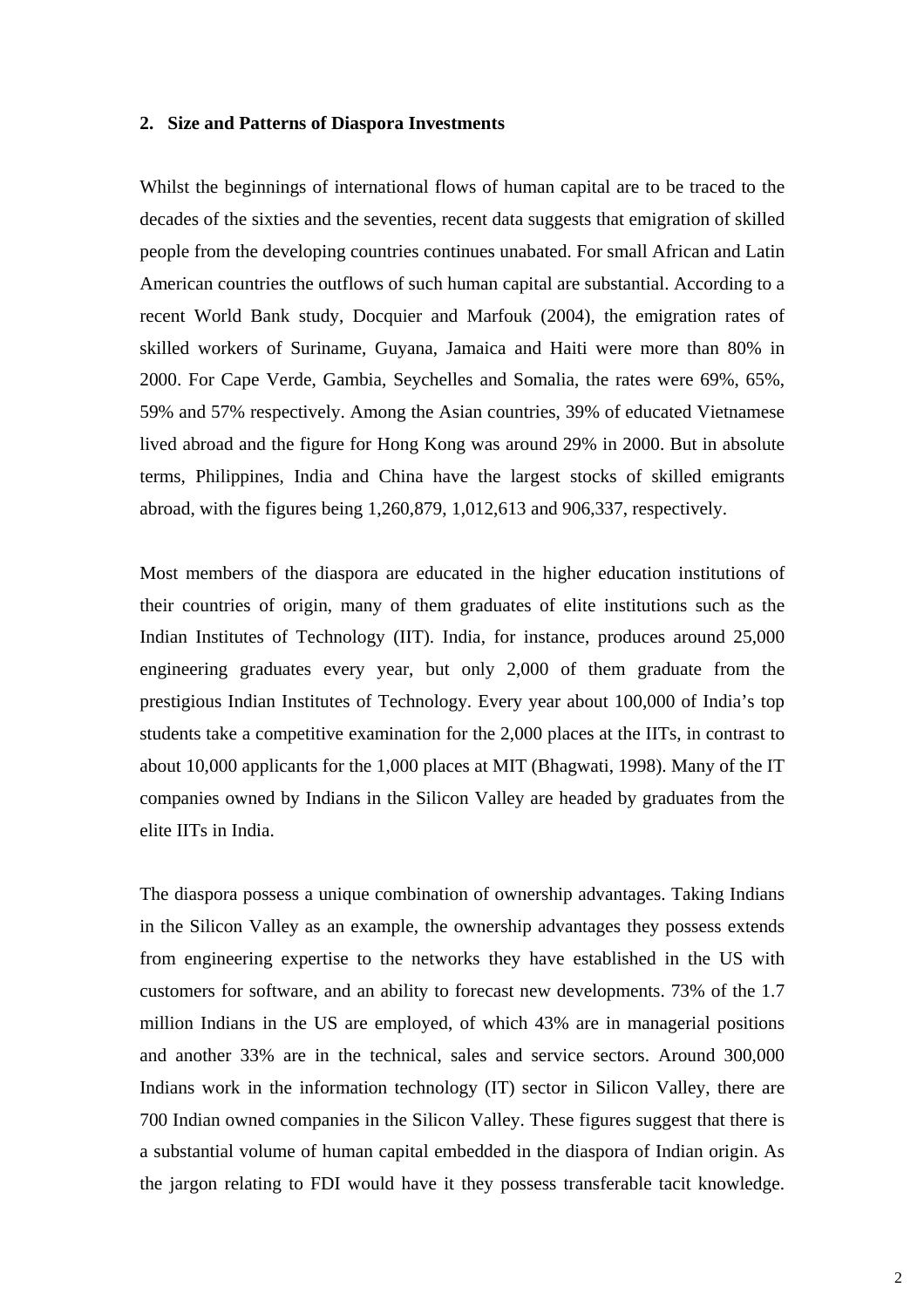## 2. Size and Patterns of Diaspora Investments

Whilst the beginnings of international flows of human capital are to be traced to the decades of the sixties and the seventies, recent data suggests that emigration of skilled people from the developing countries continues unabated. For small African and Latin American countries the outflows of such human capital are substantial. According to a recent World Bank study, Docquier and Marfouk (2004), the emigration rates of skilled workers of Suriname, Guyana, Jamaica and Haiti were more than 80% in 2000. For Cape Verde, Gambia, Seychelles and Somalia, the rates were 69%, 65%, 59% and 57% respectively. Among the Asian countries, 39% of educated Vietnamese lived abroad and the figure for Hong Kong was around 29% in 2000. But in absolute terms, Philippines, India and China have the largest stocks of skilled emigrants abroad, with the figures being 1,260,879, 1,012,613 and 906,337, respectively.

Most members of the diaspora are educated in the higher education institutions of their countries of origin, many of them graduates of elite institutions such as the Indian Institutes of Technology (IIT). India, for instance, produces around 25,000 engineering graduates every year, but only 2,000 of them graduate from the prestigious Indian Institutes of Technology. Every year about 100,000 of India's top students take a competitive examination for the 2,000 places at the IITs, in contrast to about 10,000 applicants for the 1,000 places at MIT (Bhagwati, 1998). Many of the IT companies owned by Indians in the Silicon Valley are headed by graduates from the elite IITs in India.

The diaspora possess a unique combination of ownership advantages. Taking Indians in the Silicon Valley as an example, the ownership advantages they possess extends from engineering expertise to the networks they have established in the US with customers for software, and an ability to forecast new developments. 73% of the 1.7 million Indians in the US are employed, of which 43% are in managerial positions and another 33% are in the technical, sales and service sectors. Around 300,000 Indians work in the information technology (IT) sector in Silicon Valley, there are 700 Indian owned companies in the Silicon Valley. These figures suggest that there is a substantial volume of human capital embedded in the diaspora of Indian origin. As the jargon relating to FDI would have it they possess transferable tacit knowledge.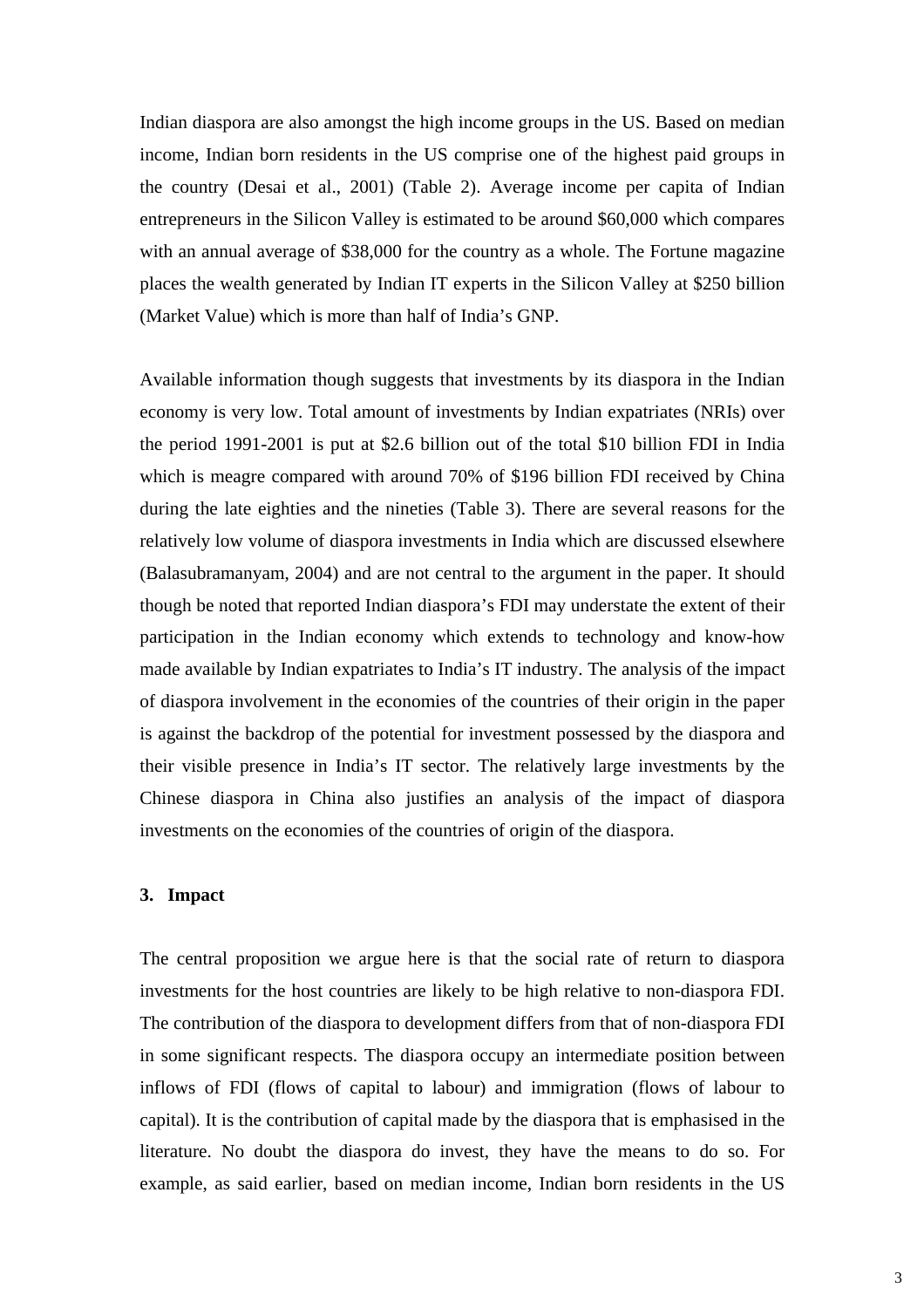Indian diaspora are also amongst the high income groups in the US. Based on median income, Indian born residents in the US comprise one of the highest paid groups in the country (Desai et al., 2001) (Table 2). Average income per capita of Indian entrepreneurs in the Silicon Valley is estimated to be around $60,000 which compares with an annual average of $38,000 for the country as a whole. The Fortune magazine places the wealth generated by Indian IT experts in the Silicon Valley at $250 billion (Market Value) which is more than half of India's GNP.

Available information though suggests that investments by its diaspora in the Indian economy is very low. Total amount of investments by Indian expatriates (NRIs) over the period 1991-2001 is put at $2.6 billion out of the total $10 billion FDI in India which is meagre compared with around 70% of $196 billion FDI received by China during the late eighties and the nineties (Table 3). There are several reasons for the relatively low volume of diaspora investments in India which are discussed elsewhere (Balasubramanyam, 2004) and are not central to the argument in the paper. It should though be noted that reported Indian diaspora's FDI may understate the extent of their participation in the Indian economy which extends to technology and know-how made available by Indian expatriates to India's IT industry. The analysis of the impact of diaspora involvement in the economies of the countries of their origin in the paper is against the backdrop of the potential for investment possessed by the diaspora and their visible presence in India's IT sector. The relatively large investments by the Chinese diaspora in China also justifies an analysis of the impact of diaspora investments on the economies of the countries of origin of the diaspora.

## 3. Impact

The central proposition we argue here is that the social rate of return to diaspora investments for the host countries are likely to be high relative to non-diaspora FDI. The contribution of the diaspora to development differs from that of non-diaspora FDI in some significant respects. The diaspora occupy an intermediate position between inflows of FDI (flows of capital to labour) and immigration (flows of labour to capital). It is the contribution of capital made by the diaspora that is emphasised in the literature. No doubt the diaspora do invest, they have the means to do so. For example, as said earlier, based on median income, Indian born residents in the US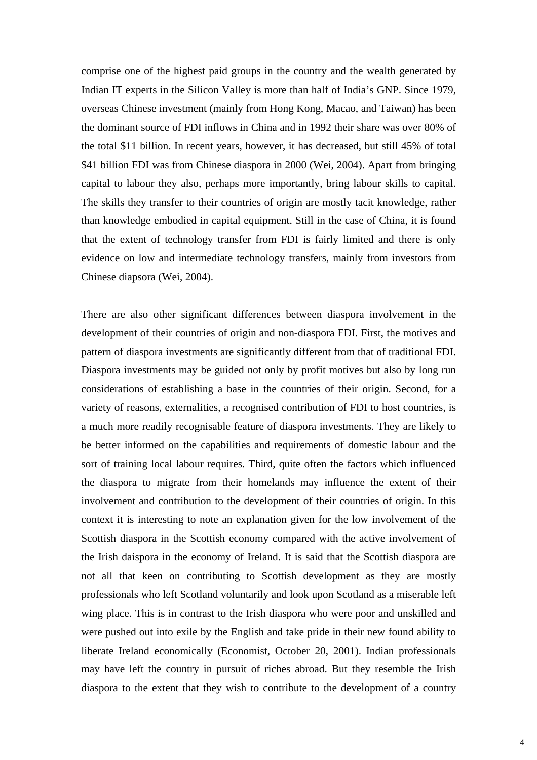comprise one of the highest paid groups in the country and the wealth generated by Indian IT experts in the Silicon Valley is more than half of India's GNP. Since 1979, overseas Chinese investment (mainly from Hong Kong, Macao, and Taiwan) has been the dominant source of FDI inflows in China and in 1992 their share was over 80% of the total $11 billion. In recent years, however, it has decreased, but still 45% of total $41 billion FDI was from Chinese diaspora in 2000 (Wei, 2004). Apart from bringing capital to labour they also, perhaps more importantly, bring labour skills to capital. The skills they transfer to their countries of origin are mostly tacit knowledge, rather than knowledge embodied in capital equipment. Still in the case of China, it is found that the extent of technology transfer from FDI is fairly limited and there is only evidence on low and intermediate technology transfers, mainly from investors from Chinese diapsora (Wei, 2004).

There are also other significant differences between diaspora involvement in the development of their countries of origin and non-diaspora FDI. First, the motives and pattern of diaspora investments are significantly different from that of traditional FDI. Diaspora investments may be guided not only by profit motives but also by long run considerations of establishing a base in the countries of their origin. Second, for a variety of reasons, externalities, a recognised contribution of FDI to host countries, is a much more readily recognisable feature of diaspora investments. They are likely to be better informed on the capabilities and requirements of domestic labour and the sort of training local labour requires. Third, quite often the factors which influenced the diaspora to migrate from their homelands may influence the extent of their involvement and contribution to the development of their countries of origin. In this context it is interesting to note an explanation given for the low involvement of the Scottish diaspora in the Scottish economy compared with the active involvement of the Irish daispora in the economy of Ireland. It is said that the Scottish diaspora are not all that keen on contributing to Scottish development as they are mostly professionals who left Scotland voluntarily and look upon Scotland as a miserable left wing place. This is in contrast to the Irish diaspora who were poor and unskilled and were pushed out into exile by the English and take pride in their new found ability to liberate Ireland economically (Economist, October 20, 2001). Indian professionals may have left the country in pursuit of riches abroad. But they resemble the Irish diaspora to the extent that they wish to contribute to the development of a country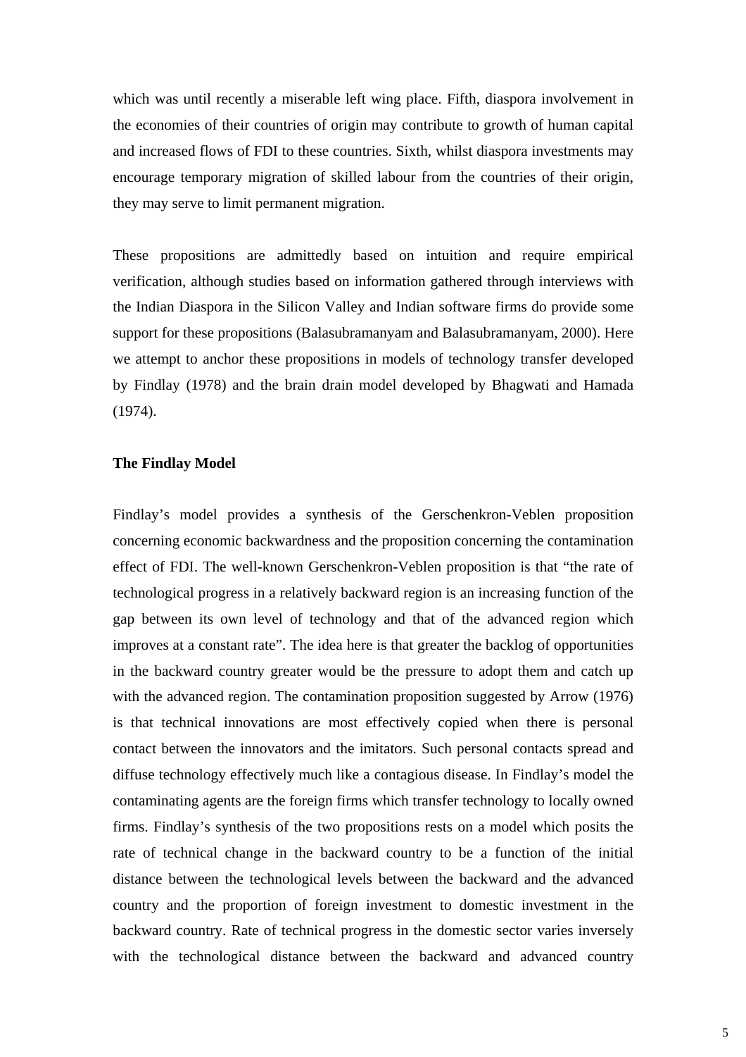which was until recently a miserable left wing place. Fifth, diaspora involvement in the economies of their countries of origin may contribute to growth of human capital and increased flows of FDI to these countries. Sixth, whilst diaspora investments may encourage temporary migration of skilled labour from the countries of their origin, they may serve to limit permanent migration.

These propositions are admittedly based on intuition and require empirical verification, although studies based on information gathered through interviews with the Indian Diaspora in the Silicon Valley and Indian software firms do provide some support for these propositions (Balasubramanyam and Balasubramanyam, 2000). Here we attempt to anchor these propositions in models of technology transfer developed by Findlay (1978) and the brain drain model developed by Bhagwati and Hamada (1974).

**The Findlay Model**

Findlay's model provides a synthesis of the Gerschenkron-Veblen proposition concerning economic backwardness and the proposition concerning the contamination effect of FDI. The well-known Gerschenkron-Veblen proposition is that "the rate of technological progress in a relatively backward region is an increasing function of the gap between its own level of technology and that of the advanced region which improves at a constant rate". The idea here is that greater the backlog of opportunities in the backward country greater would be the pressure to adopt them and catch up with the advanced region. The contamination proposition suggested by Arrow (1976) is that technical innovations are most effectively copied when there is personal contact between the innovators and the imitators. Such personal contacts spread and diffuse technology effectively much like a contagious disease. In Findlay's model the contaminating agents are the foreign firms which transfer technology to locally owned firms. Findlay's synthesis of the two propositions rests on a model which posits the rate of technical change in the backward country to be a function of the initial distance between the technological levels between the backward and the advanced country and the proportion of foreign investment to domestic investment in the backward country. Rate of technical progress in the domestic sector varies inversely with the technological distance between the backward and advanced country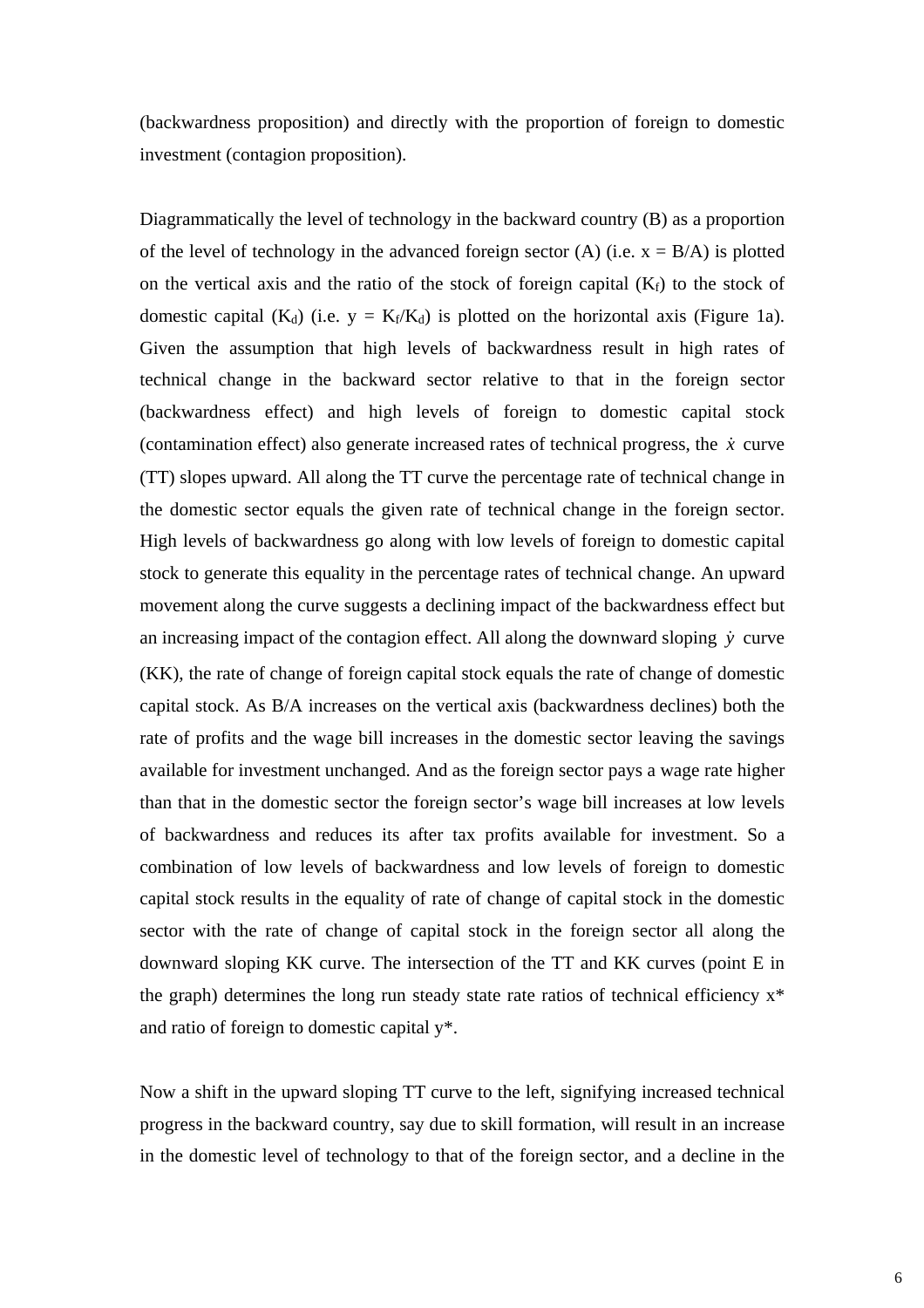(backwardness proposition) and directly with the proportion of foreign to domestic investment (contagion proposition).

Diagrammatically the level of technology in the backward country (B) as a proportion of the level of technology in the advanced foreign sector (A) (i.e. $x = B/A$) is plotted on the vertical axis and the ratio of the stock of foreign capital ($K_f$) to the stock of domestic capital ($K_d$) (i.e. $y = K_f/K_d$) is plotted on the horizontal axis (Figure 1a). Given the assumption that high levels of backwardness result in high rates of technical change in the backward sector relative to that in the foreign sector (backwardness effect) and high levels of foreign to domestic capital stock (contamination effect) also generate increased rates of technical progress, the $\dot{x}$ curve (TT) slopes upward. All along the TT curve the percentage rate of technical change in the domestic sector equals the given rate of technical change in the foreign sector. High levels of backwardness go along with low levels of foreign to domestic capital stock to generate this equality in the percentage rates of technical change. An upward movement along the curve suggests a declining impact of the backwardness effect but an increasing impact of the contagion effect. All along the downward sloping $\dot{y}$ curve (KK), the rate of change of foreign capital stock equals the rate of change of domestic capital stock. As B/A increases on the vertical axis (backwardness declines) both the rate of profits and the wage bill increases in the domestic sector leaving the savings available for investment unchanged. And as the foreign sector pays a wage rate higher than that in the domestic sector the foreign sector's wage bill increases at low levels of backwardness and reduces its after tax profits available for investment. So a combination of low levels of backwardness and low levels of foreign to domestic capital stock results in the equality of rate of change of capital stock in the domestic sector with the rate of change of capital stock in the foreign sector all along the downward sloping KK curve. The intersection of the TT and KK curves (point E in the graph) determines the long run steady state rate ratios of technical efficiency $x^*$ and ratio of foreign to domestic capital $y^*$.

Now a shift in the upward sloping TT curve to the left, signifying increased technical progress in the backward country, say due to skill formation, will result in an increase in the domestic level of technology to that of the foreign sector, and a decline in the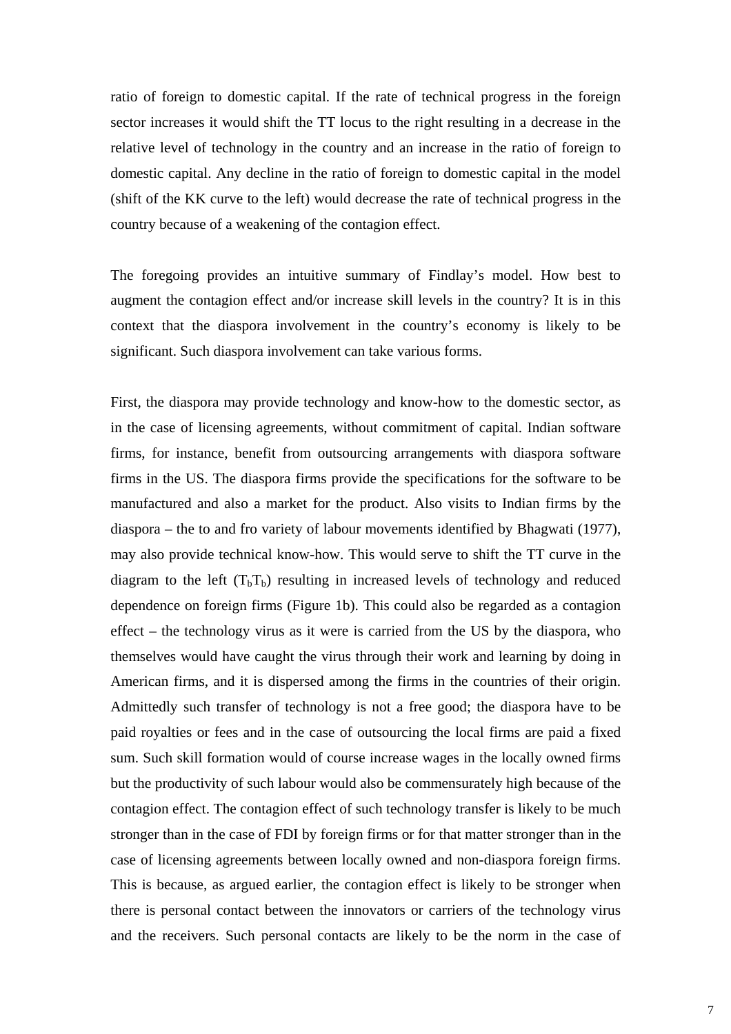ratio of foreign to domestic capital. If the rate of technical progress in the foreign sector increases it would shift the TT locus to the right resulting in a decrease in the relative level of technology in the country and an increase in the ratio of foreign to domestic capital. Any decline in the ratio of foreign to domestic capital in the model (shift of the KK curve to the left) would decrease the rate of technical progress in the country because of a weakening of the contagion effect.

The foregoing provides an intuitive summary of Findlay's model. How best to augment the contagion effect and/or increase skill levels in the country? It is in this context that the diaspora involvement in the country's economy is likely to be significant. Such diaspora involvement can take various forms.

First, the diaspora may provide technology and know-how to the domestic sector, as in the case of licensing agreements, without commitment of capital. Indian software firms, for instance, benefit from outsourcing arrangements with diaspora software firms in the US. The diaspora firms provide the specifications for the software to be manufactured and also a market for the product. Also visits to Indian firms by the diaspora – the to and fro variety of labour movements identified by Bhagwati (1977), may also provide technical know-how. This would serve to shift the TT curve in the diagram to the left ($T_bT_b$) resulting in increased levels of technology and reduced dependence on foreign firms (Figure 1b). This could also be regarded as a contagion effect – the technology virus as it were is carried from the US by the diaspora, who themselves would have caught the virus through their work and learning by doing in American firms, and it is dispersed among the firms in the countries of their origin. Admittedly such transfer of technology is not a free good; the diaspora have to be paid royalties or fees and in the case of outsourcing the local firms are paid a fixed sum. Such skill formation would of course increase wages in the locally owned firms but the productivity of such labour would also be commensurately high because of the contagion effect. The contagion effect of such technology transfer is likely to be much stronger than in the case of FDI by foreign firms or for that matter stronger than in the case of licensing agreements between locally owned and non-diaspora foreign firms. This is because, as argued earlier, the contagion effect is likely to be stronger when there is personal contact between the innovators or carriers of the technology virus and the receivers. Such personal contacts are likely to be the norm in the case of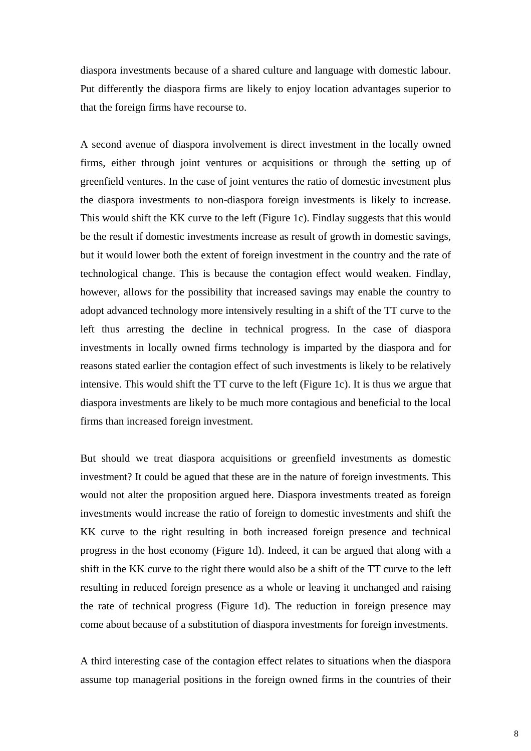diaspora investments because of a shared culture and language with domestic labour. Put differently the diaspora firms are likely to enjoy location advantages superior to that the foreign firms have recourse to.

A second avenue of diaspora involvement is direct investment in the locally owned firms, either through joint ventures or acquisitions or through the setting up of greenfield ventures. In the case of joint ventures the ratio of domestic investment plus the diaspora investments to non-diaspora foreign investments is likely to increase. This would shift the KK curve to the left (Figure 1c). Findlay suggests that this would be the result if domestic investments increase as result of growth in domestic savings, but it would lower both the extent of foreign investment in the country and the rate of technological change. This is because the contagion effect would weaken. Findlay, however, allows for the possibility that increased savings may enable the country to adopt advanced technology more intensively resulting in a shift of the TT curve to the left thus arresting the decline in technical progress. In the case of diaspora investments in locally owned firms technology is imparted by the diaspora and for reasons stated earlier the contagion effect of such investments is likely to be relatively intensive. This would shift the TT curve to the left (Figure 1c). It is thus we argue that diaspora investments are likely to be much more contagious and beneficial to the local firms than increased foreign investment.

But should we treat diaspora acquisitions or greenfield investments as domestic investment? It could be agued that these are in the nature of foreign investments. This would not alter the proposition argued here. Diaspora investments treated as foreign investments would increase the ratio of foreign to domestic investments and shift the KK curve to the right resulting in both increased foreign presence and technical progress in the host economy (Figure 1d). Indeed, it can be argued that along with a shift in the KK curve to the right there would also be a shift of the TT curve to the left resulting in reduced foreign presence as a whole or leaving it unchanged and raising the rate of technical progress (Figure 1d). The reduction in foreign presence may come about because of a substitution of diaspora investments for foreign investments.

A third interesting case of the contagion effect relates to situations when the diaspora assume top managerial positions in the foreign owned firms in the countries of their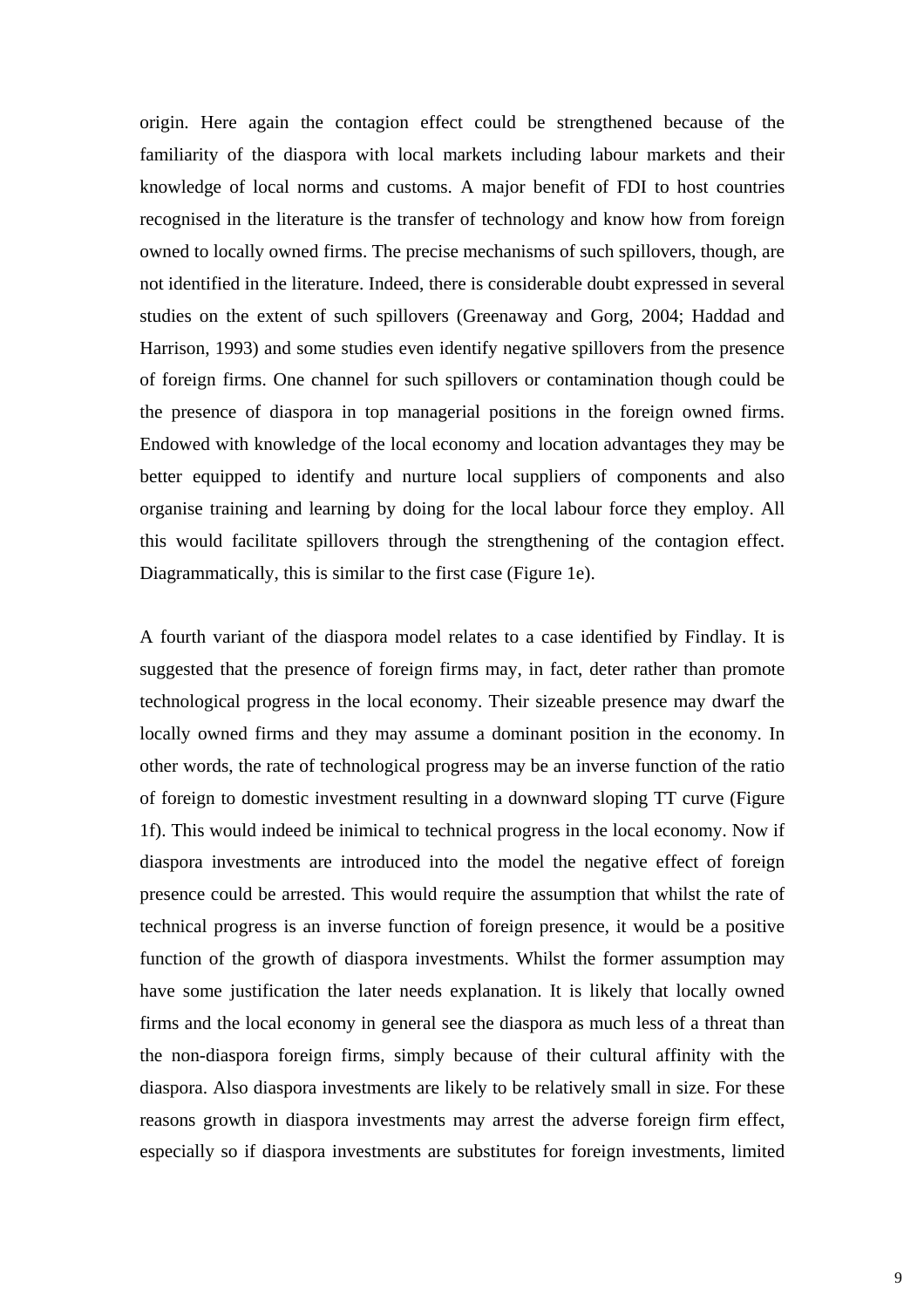origin. Here again the contagion effect could be strengthened because of the familiarity of the diaspora with local markets including labour markets and their knowledge of local norms and customs. A major benefit of FDI to host countries recognised in the literature is the transfer of technology and know how from foreign owned to locally owned firms. The precise mechanisms of such spillovers, though, are not identified in the literature. Indeed, there is considerable doubt expressed in several studies on the extent of such spillovers (Greenaway and Gorg, 2004; Haddad and Harrison, 1993) and some studies even identify negative spillovers from the presence of foreign firms. One channel for such spillovers or contamination though could be the presence of diaspora in top managerial positions in the foreign owned firms. Endowed with knowledge of the local economy and location advantages they may be better equipped to identify and nurture local suppliers of components and also organise training and learning by doing for the local labour force they employ. All this would facilitate spillovers through the strengthening of the contagion effect. Diagrammatically, this is similar to the first case (Figure 1e).

A fourth variant of the diaspora model relates to a case identified by Findlay. It is suggested that the presence of foreign firms may, in fact, deter rather than promote technological progress in the local economy. Their sizeable presence may dwarf the locally owned firms and they may assume a dominant position in the economy. In other words, the rate of technological progress may be an inverse function of the ratio of foreign to domestic investment resulting in a downward sloping TT curve (Figure 1f). This would indeed be inimical to technical progress in the local economy. Now if diaspora investments are introduced into the model the negative effect of foreign presence could be arrested. This would require the assumption that whilst the rate of technical progress is an inverse function of foreign presence, it would be a positive function of the growth of diaspora investments. Whilst the former assumption may have some justification the later needs explanation. It is likely that locally owned firms and the local economy in general see the diaspora as much less of a threat than the non-diaspora foreign firms, simply because of their cultural affinity with the diaspora. Also diaspora investments are likely to be relatively small in size. For these reasons growth in diaspora investments may arrest the adverse foreign firm effect, especially so if diaspora investments are substitutes for foreign investments, limited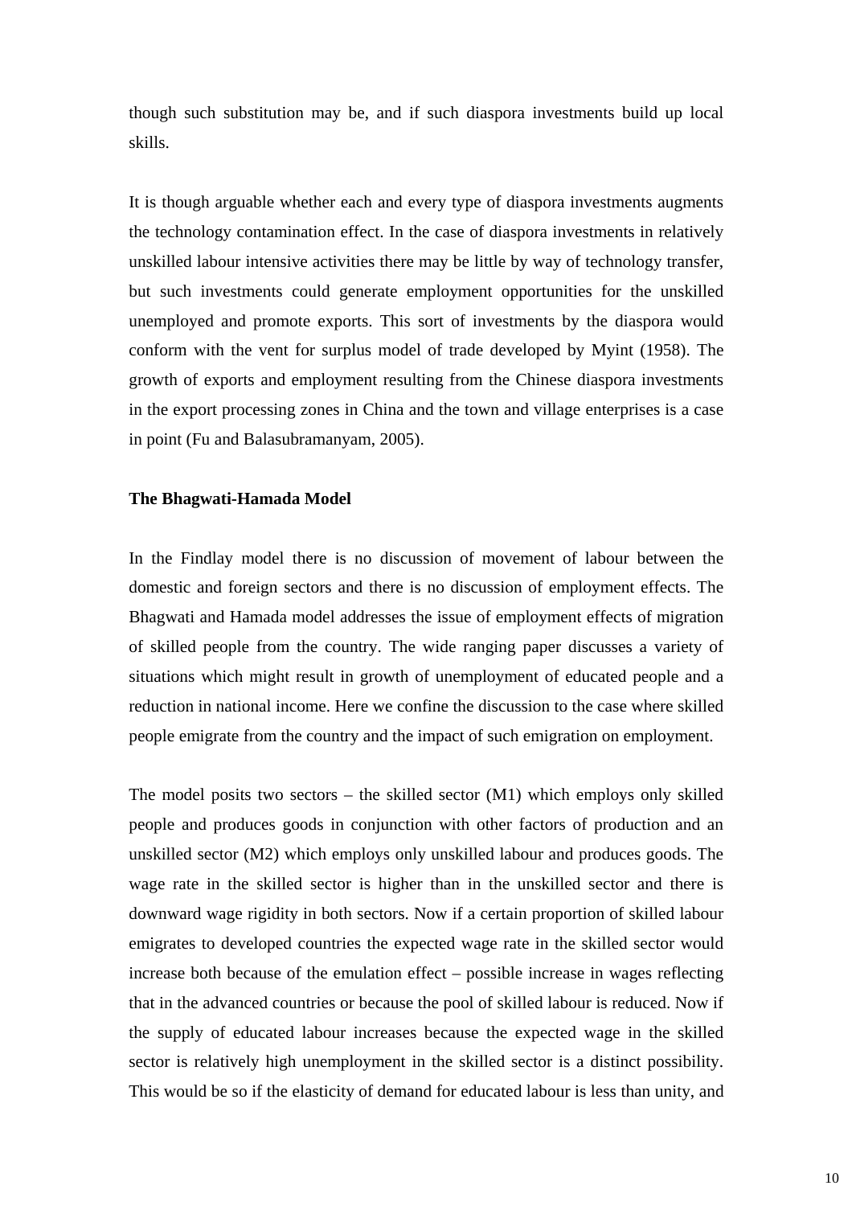though such substitution may be, and if such diaspora investments build up local skills.

It is though arguable whether each and every type of diaspora investments augments the technology contamination effect. In the case of diaspora investments in relatively unskilled labour intensive activities there may be little by way of technology transfer, but such investments could generate employment opportunities for the unskilled unemployed and promote exports. This sort of investments by the diaspora would conform with the vent for surplus model of trade developed by Myint (1958). The growth of exports and employment resulting from the Chinese diaspora investments in the export processing zones in China and the town and village enterprises is a case in point (Fu and Balasubramanyam, 2005).

**The Bhagwati-Hamada Model**

In the Findlay model there is no discussion of movement of labour between the domestic and foreign sectors and there is no discussion of employment effects. The Bhagwati and Hamada model addresses the issue of employment effects of migration of skilled people from the country. The wide ranging paper discusses a variety of situations which might result in growth of unemployment of educated people and a reduction in national income. Here we confine the discussion to the case where skilled people emigrate from the country and the impact of such emigration on employment.

The model posits two sectors – the skilled sector (M1) which employs only skilled people and produces goods in conjunction with other factors of production and an unskilled sector (M2) which employs only unskilled labour and produces goods. The wage rate in the skilled sector is higher than in the unskilled sector and there is downward wage rigidity in both sectors. Now if a certain proportion of skilled labour emigrates to developed countries the expected wage rate in the skilled sector would increase both because of the emulation effect – possible increase in wages reflecting that in the advanced countries or because the pool of skilled labour is reduced. Now if the supply of educated labour increases because the expected wage in the skilled sector is relatively high unemployment in the skilled sector is a distinct possibility. This would be so if the elasticity of demand for educated labour is less than unity, and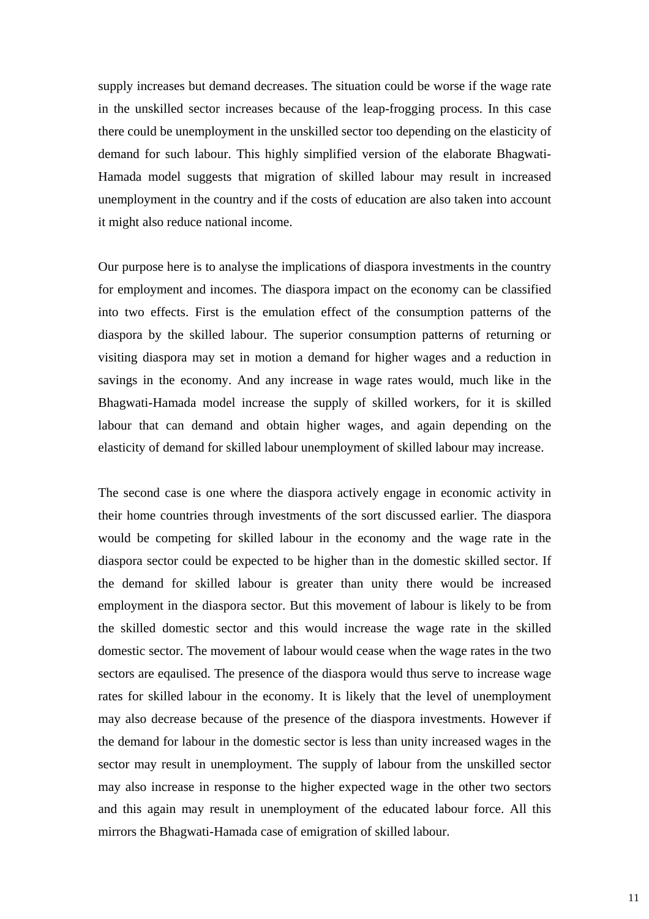supply increases but demand decreases. The situation could be worse if the wage rate in the unskilled sector increases because of the leap-frogging process. In this case there could be unemployment in the unskilled sector too depending on the elasticity of demand for such labour. This highly simplified version of the elaborate Bhagwati-Hamada model suggests that migration of skilled labour may result in increased unemployment in the country and if the costs of education are also taken into account it might also reduce national income.

Our purpose here is to analyse the implications of diaspora investments in the country for employment and incomes. The diaspora impact on the economy can be classified into two effects. First is the emulation effect of the consumption patterns of the diaspora by the skilled labour. The superior consumption patterns of returning or visiting diaspora may set in motion a demand for higher wages and a reduction in savings in the economy. And any increase in wage rates would, much like in the Bhagwati-Hamada model increase the supply of skilled workers, for it is skilled labour that can demand and obtain higher wages, and again depending on the elasticity of demand for skilled labour unemployment of skilled labour may increase.

The second case is one where the diaspora actively engage in economic activity in their home countries through investments of the sort discussed earlier. The diaspora would be competing for skilled labour in the economy and the wage rate in the diaspora sector could be expected to be higher than in the domestic skilled sector. If the demand for skilled labour is greater than unity there would be increased employment in the diaspora sector. But this movement of labour is likely to be from the skilled domestic sector and this would increase the wage rate in the skilled domestic sector. The movement of labour would cease when the wage rates in the two sectors are eqaulised. The presence of the diaspora would thus serve to increase wage rates for skilled labour in the economy. It is likely that the level of unemployment may also decrease because of the presence of the diaspora investments. However if the demand for labour in the domestic sector is less than unity increased wages in the sector may result in unemployment. The supply of labour from the unskilled sector may also increase in response to the higher expected wage in the other two sectors and this again may result in unemployment of the educated labour force. All this mirrors the Bhagwati-Hamada case of emigration of skilled labour.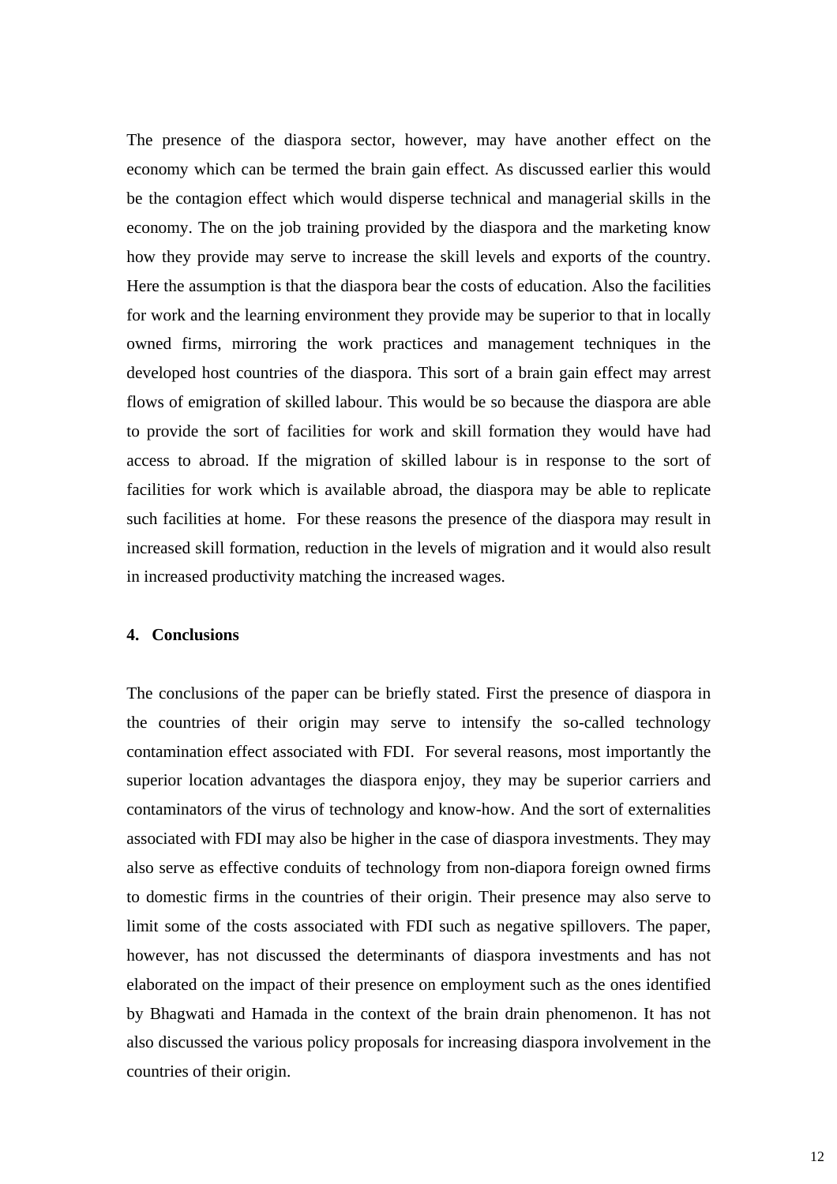The presence of the diaspora sector, however, may have another effect on the economy which can be termed the brain gain effect. As discussed earlier this would be the contagion effect which would disperse technical and managerial skills in the economy. The on the job training provided by the diaspora and the marketing know how they provide may serve to increase the skill levels and exports of the country. Here the assumption is that the diaspora bear the costs of education. Also the facilities for work and the learning environment they provide may be superior to that in locally owned firms, mirroring the work practices and management techniques in the developed host countries of the diaspora. This sort of a brain gain effect may arrest flows of emigration of skilled labour. This would be so because the diaspora are able to provide the sort of facilities for work and skill formation they would have had access to abroad. If the migration of skilled labour is in response to the sort of facilities for work which is available abroad, the diaspora may be able to replicate such facilities at home. For these reasons the presence of the diaspora may result in increased skill formation, reduction in the levels of migration and it would also result in increased productivity matching the increased wages.

## 4. Conclusions

The conclusions of the paper can be briefly stated. First the presence of diaspora in the countries of their origin may serve to intensify the so-called technology contamination effect associated with FDI. For several reasons, most importantly the superior location advantages the diaspora enjoy, they may be superior carriers and contaminators of the virus of technology and know-how. And the sort of externalities associated with FDI may also be higher in the case of diaspora investments. They may also serve as effective conduits of technology from non-diapora foreign owned firms to domestic firms in the countries of their origin. Their presence may also serve to limit some of the costs associated with FDI such as negative spillovers. The paper, however, has not discussed the determinants of diaspora investments and has not elaborated on the impact of their presence on employment such as the ones identified by Bhagwati and Hamada in the context of the brain drain phenomenon. It has not also discussed the various policy proposals for increasing diaspora involvement in the countries of their origin.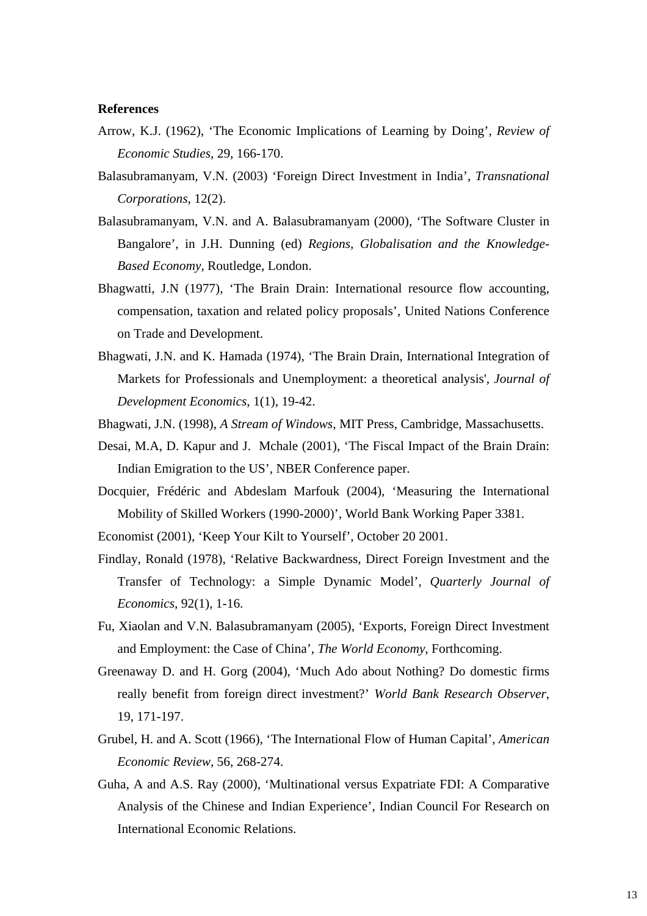**References**

Arrow, K.J. (1962), ‘The Economic Implications of Learning by Doing’, *Review of Economic Studies*, 29, 166-170.

Balasubramanyam, V.N. (2003) ‘Foreign Direct Investment in India’, *Transnational Corporations*, 12(2).

Balasubramanyam, V.N. and A. Balasubramanyam (2000), ‘The Software Cluster in Bangalore’, in J.H. Dunning (ed) *Regions, Globalisation and the Knowledge-Based Economy*, Routledge, London.

Bhagwatti, J.N (1977), ‘The Brain Drain: International resource flow accounting, compensation, taxation and related policy proposals’, United Nations Conference on Trade and Development.

Bhagwati, J.N. and K. Hamada (1974), ‘The Brain Drain, International Integration of Markets for Professionals and Unemployment: a theoretical analysis', *Journal of Development Economics*, 1(1), 19-42.

Bhagwati, J.N. (1998), *A Stream of Windows*, MIT Press, Cambridge, Massachusetts.

Desai, M.A, D. Kapur and J. Mchale (2001), ‘The Fiscal Impact of the Brain Drain: Indian Emigration to the US’, NBER Conference paper.

Docquier, Frédéric and Abdeslam Marfouk (2004), ‘Measuring the International Mobility of Skilled Workers (1990-2000)’, World Bank Working Paper 3381.

Economist (2001), ‘Keep Your Kilt to Yourself’, October 20 2001.

Findlay, Ronald (1978), ‘Relative Backwardness, Direct Foreign Investment and the Transfer of Technology: a Simple Dynamic Model’, *Quarterly Journal of Economics*, 92(1), 1-16.

Fu, Xiaolan and V.N. Balasubramanyam (2005), ‘Exports, Foreign Direct Investment and Employment: the Case of China’, *The World Economy*, Forthcoming.

Greenaway D. and H. Gorg (2004), ‘Much Ado about Nothing? Do domestic firms really benefit from foreign direct investment?’ *World Bank Research Observer*, 19, 171-197.

Grubel, H. and A. Scott (1966), ‘The International Flow of Human Capital’, *American Economic Review*, 56, 268-274.

Guha, A and A.S. Ray (2000), ‘Multinational versus Expatriate FDI: A Comparative Analysis of the Chinese and Indian Experience’, Indian Council For Research on International Economic Relations.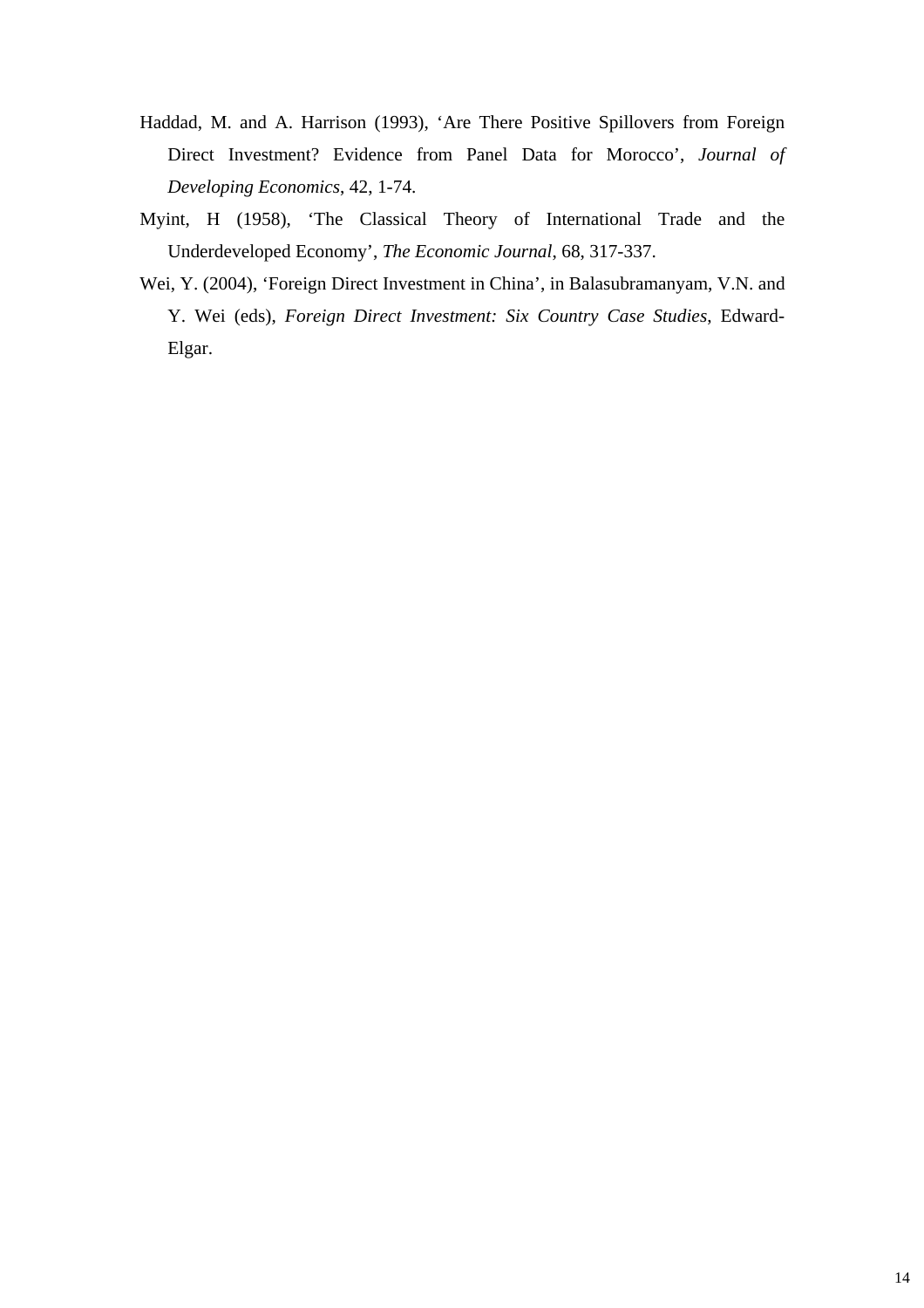Haddad, M. and A. Harrison (1993), ‘Are There Positive Spillovers from Foreign Direct Investment? Evidence from Panel Data for Morocco’, *Journal of Developing Economics*, 42, 1-74.

Myint, H (1958), ‘The Classical Theory of International Trade and the Underdeveloped Economy’, *The Economic Journal*, 68, 317-337.

Wei, Y. (2004), ‘Foreign Direct Investment in China’, in Balasubramanyam, V.N. and Y. Wei (eds), *Foreign Direct Investment: Six Country Case Studies*, Edward-Elgar.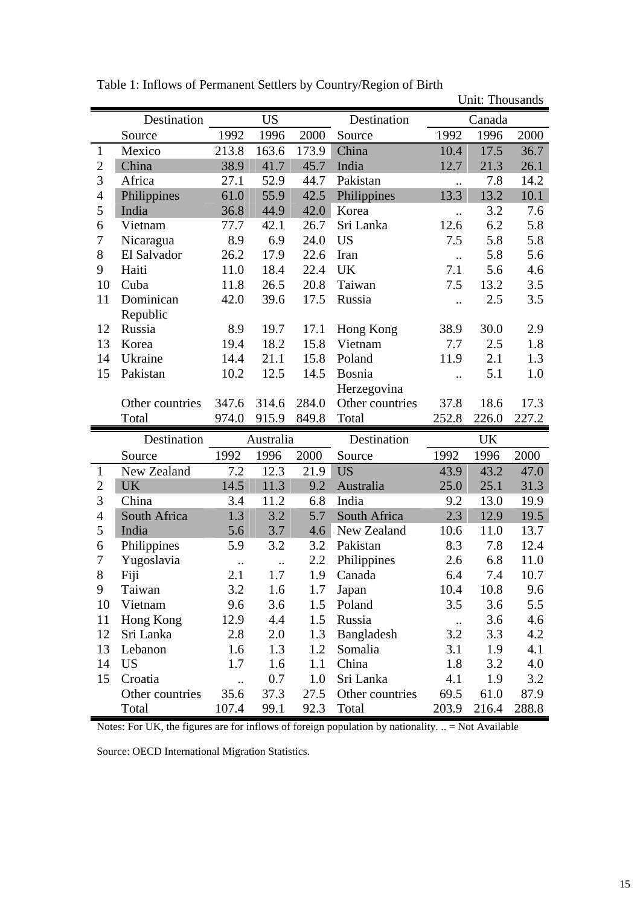Table 1: Inflows of Permanent Settlers by Country/Region of Birth

Unit: Thousands

| | Destination | US | | | Destination | Canada | | |
|---|---|---|---|---|---|---|---|---|
| | Source | 1992 | 1996 | 2000 | Source | 1992 | 1996 | 2000 |
| 1 | Mexico | 213.8 | 163.6 | 173.9 | China | 10.4 | 17.5 | 36.7 |
| 2 | China | 38.9 | 41.7 | 45.7 | India | 12.7 | 21.3 | 26.1 |
| 3 | Africa | 27.1 | 52.9 | 44.7 | Pakistan | .. | 7.8 | 14.2 |
| 4 | Philippines | 61.0 | 55.9 | 42.5 | Philippines | 13.3 | 13.2 | 10.1 |
| 5 | India | 36.8 | 44.9 | 42.0 | Korea | .. | 3.2 | 7.6 |
| 6 | Vietnam | 77.7 | 42.1 | 26.7 | Sri Lanka | 12.6 | 6.2 | 5.8 |
| 7 | Nicaragua | 8.9 | 6.9 | 24.0 | US | 7.5 | 5.8 | 5.8 |
| 8 | El Salvador | 26.2 | 17.9 | 22.6 | Iran | .. | 5.8 | 5.6 |
| 9 | Haiti | 11.0 | 18.4 | 22.4 | UK | 7.1 | 5.6 | 4.6 |
| 10 | Cuba | 11.8 | 26.5 | 20.8 | Taiwan | 7.5 | 13.2 | 3.5 |
| 11 | Dominican Republic | 42.0 | 39.6 | 17.5 | Russia | .. | 2.5 | 3.5 |
| 12 | Russia | 8.9 | 19.7 | 17.1 | Hong Kong | 38.9 | 30.0 | 2.9 |
| 13 | Korea | 19.4 | 18.2 | 15.8 | Vietnam | 7.7 | 2.5 | 1.8 |
| 14 | Ukraine | 14.4 | 21.1 | 15.8 | Poland | 11.9 | 2.1 | 1.3 |
| 15 | Pakistan | 10.2 | 12.5 | 14.5 | Bosnia Herzegovina | .. | 5.1 | 1.0 |
| | Other countries | 347.6 | 314.6 | 284.0 | Other countries | 37.8 | 18.6 | 17.3 |
| | Total | 974.0 | 915.9 | 849.8 | Total | 252.8 | 226.0 | 227.2 |
| | Destination | Australia | | | Destination | UK | | |
| | Source | 1992 | 1996 | 2000 | Source | 1992 | 1996 | 2000 |
| 1 | New Zealand | 7.2 | 12.3 | 21.9 | US | 43.9 | 43.2 | 47.0 |
| 2 | UK | 14.5 | 11.3 | 9.2 | Australia | 25.0 | 25.1 | 31.3 |
| 3 | China | 3.4 | 11.2 | 6.8 | India | 9.2 | 13.0 | 19.9 |
| 4 | South Africa | 1.3 | 3.2 | 5.7 | South Africa | 2.3 | 12.9 | 19.5 |
| 5 | India | 5.6 | 3.7 | 4.6 | New Zealand | 10.6 | 11.0 | 13.7 |
| 6 | Philippines | 5.9 | 3.2 | 3.2 | Pakistan | 8.3 | 7.8 | 12.4 |
| 7 | Yugoslavia | .. | .. | 2.2 | Philippines | 2.6 | 6.8 | 11.0 |
| 8 | Fiji | 2.1 | 1.7 | 1.9 | Canada | 6.4 | 7.4 | 10.7 |
| 9 | Taiwan | 3.2 | 1.6 | 1.7 | Japan | 10.4 | 10.8 | 9.6 |
| 10 | Vietnam | 9.6 | 3.6 | 1.5 | Poland | 3.5 | 3.6 | 5.5 |
| 11 | Hong Kong | 12.9 | 4.4 | 1.5 | Russia | .. | 3.6 | 4.6 |
| 12 | Sri Lanka | 2.8 | 2.0 | 1.3 | Bangladesh | 3.2 | 3.3 | 4.2 |
| 13 | Lebanon | 1.6 | 1.3 | 1.2 | Somalia | 3.1 | 1.9 | 4.1 |
| 14 | US | 1.7 | 1.6 | 1.1 | China | 1.8 | 3.2 | 4.0 |
| 15 | Croatia | .. | 0.7 | 1.0 | Sri Lanka | 4.1 | 1.9 | 3.2 |
| | Other countries | 35.6 | 37.3 | 27.5 | Other countries | 69.5 | 61.0 | 87.9 |
| | Total | 107.4 | 99.1 | 92.3 | Total | 203.9 | 216.4 | 288.8 |

Notes: For UK, the figures are for inflows of foreign population by nationality. .. = Not Available

Source: OECD International Migration Statistics.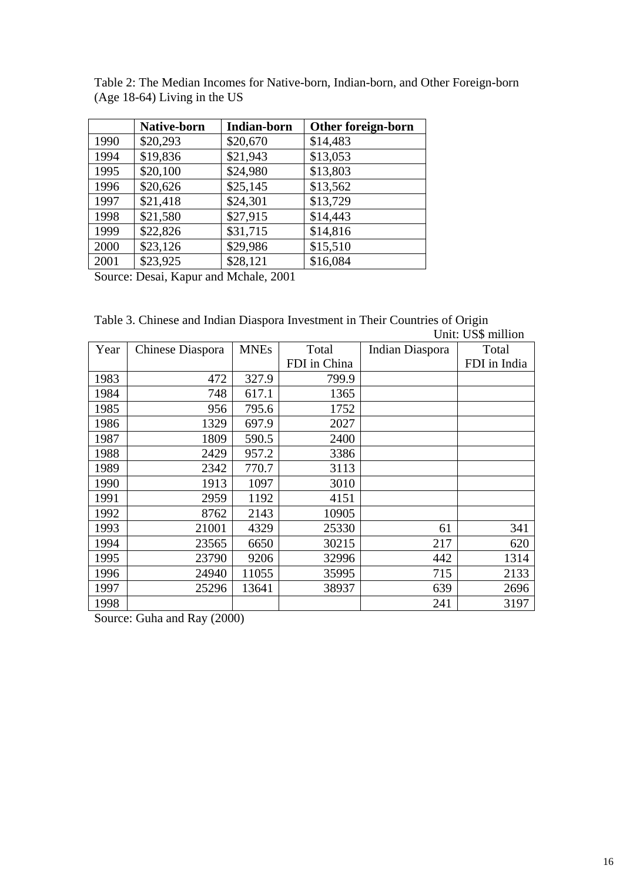Table 2: The Median Incomes for Native-born, Indian-born, and Other Foreign-born (Age 18-64) Living in the US

| | **Native-born** | **Indian-born** | **Other foreign-born** |
|---|---|---|---|
| 1990 | $20,293 | $20,670 | $14,483 |
| 1994 | $19,836 | $21,943 | $13,053 |
| 1995 | $20,100 | $24,980 | $13,803 |
| 1996 | $20,626 | $25,145 | $13,562 |
| 1997 | $21,418 | $24,301 | $13,729 |
| 1998 | $21,580 | $27,915 | $14,443 |
| 1999 | $22,826 | $31,715 | $14,816 |
| 2000 | $23,126 | $29,986 | $15,510 |
| 2001 | $23,925 | $28,121 | $16,084 |

Source: Desai, Kapur and Mchale, 2001

Table 3. Chinese and Indian Diaspora Investment in Their Countries of Origin

Unit: US$ million

| Year | Chinese Diaspora | MNEs | Total FDI in China | Indian Diaspora | Total FDI in India |
|---|---|---|---|---|---|
| 1983 | 472 | 327.9 | 799.9 | | |
| 1984 | 748 | 617.1 | 1365 | | |
| 1985 | 956 | 795.6 | 1752 | | |
| 1986 | 1329 | 697.9 | 2027 | | |
| 1987 | 1809 | 590.5 | 2400 | | |
| 1988 | 2429 | 957.2 | 3386 | | |
| 1989 | 2342 | 770.7 | 3113 | | |
| 1990 | 1913 | 1097 | 3010 | | |
| 1991 | 2959 | 1192 | 4151 | | |
| 1992 | 8762 | 2143 | 10905 | | |
| 1993 | 21001 | 4329 | 25330 | 61 | 341 |
| 1994 | 23565 | 6650 | 30215 | 217 | 620 |
| 1995 | 23790 | 9206 | 32996 | 442 | 1314 |
| 1996 | 24940 | 11055 | 35995 | 715 | 2133 |
| 1997 | 25296 | 13641 | 38937 | 639 | 2696 |
| 1998 | | | | 241 | 3197 |

Source: Guha and Ray (2000)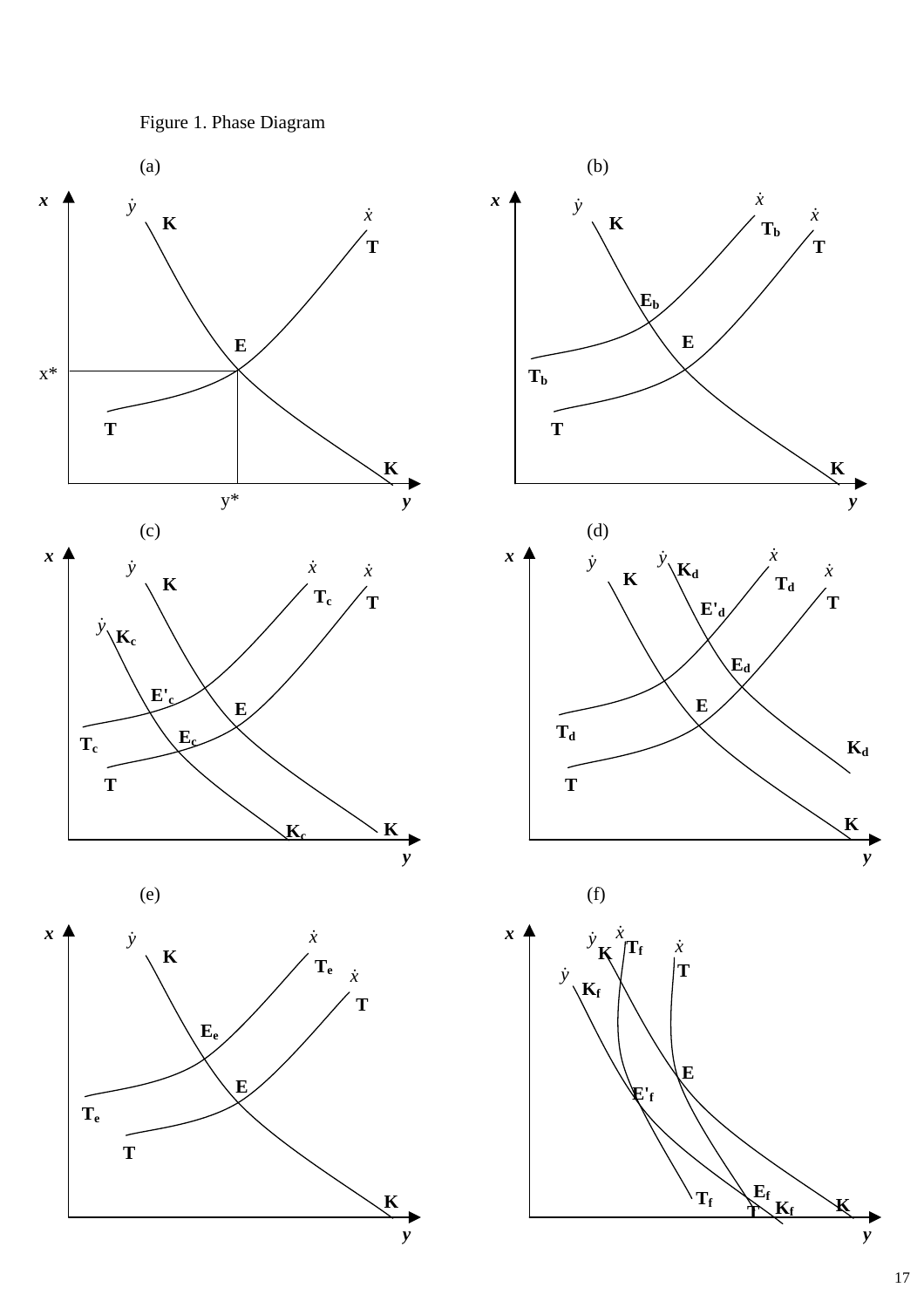Figure 1. Phase Diagram

(a)

$x$

$\dot{y}$ K

$\dot{x}$ T

E

x*

T

K

y*

$y$

(b)

$x$

$\dot{y}$ K

$\dot{x}$ $T_b$

$\dot{x}$ T

$E_b$

E

$T_b$

T

K

$y$

(c)

$x$

$\dot{y}$ K

$\dot{x}$ $T_c$

$\dot{x}$ T

$\dot{y}$ $K_c$

$E'_c$

E

$T_c$

$E_c$

T

$K_c$

K

$y$

(d)

$x$

$\dot{y}$ K

$\dot{y}$ $K_d$

$\dot{x}$ $T_d$

$\dot{x}$ T

$E'_d$

$E_d$

E

$T_d$

$K_d$

T

K

$y$

(e)

$x$

$\dot{y}$ K

$\dot{x}$ $T_e$

$\dot{x}$ T

$E_e$

E

$T_e$

T

K

$y$

(f)

$x$

$\dot{y}$ K

$\dot{x}$ $T_f$

$\dot{x}$ T

$\dot{y}$ $K_f$

E

$E'_f$

$T_f$

$E_f$

T

$K_f$

K

$y$